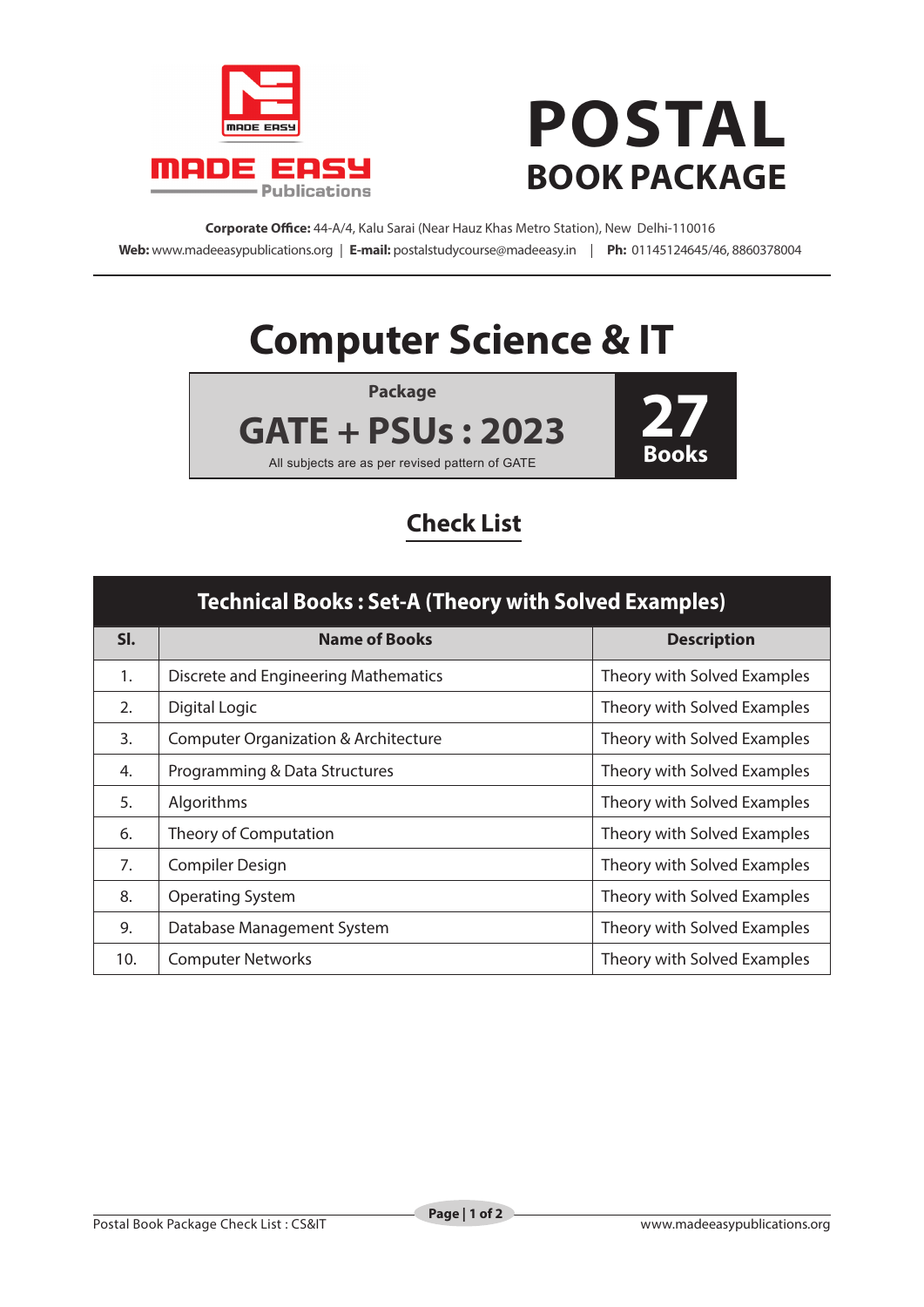MADE EASY Publications

# POSTAL
## BOOK PACKAGE

**Corporate Office:** 44-A/4, Kalu Sarai (Near Hauz Khas Metro Station), New Delhi-110016

**Web:** www.madeeasypublications.org | **E-mail:** postalstudycourse@madeeasy.in | **Ph:** 01145124645/46, 8860378004

# Computer Science & IT

**Package**

## GATE + PSUs : 2023

All subjects are as per revised pattern of GATE

**27 Books**

## Check List

| Technical Books : Set-A (Theory with Solved Examples) | | |
|---|---|---|
| **Sl.** | **Name of Books** | **Description** |
| 1. | Discrete and Engineering Mathematics | Theory with Solved Examples |
| 2. | Digital Logic | Theory with Solved Examples |
| 3. | Computer Organization & Architecture | Theory with Solved Examples |
| 4. | Programming & Data Structures | Theory with Solved Examples |
| 5. | Algorithms | Theory with Solved Examples |
| 6. | Theory of Computation | Theory with Solved Examples |
| 7. | Compiler Design | Theory with Solved Examples |
| 8. | Operating System | Theory with Solved Examples |
| 9. | Database Management System | Theory with Solved Examples |
| 10. | Computer Networks | Theory with Solved Examples |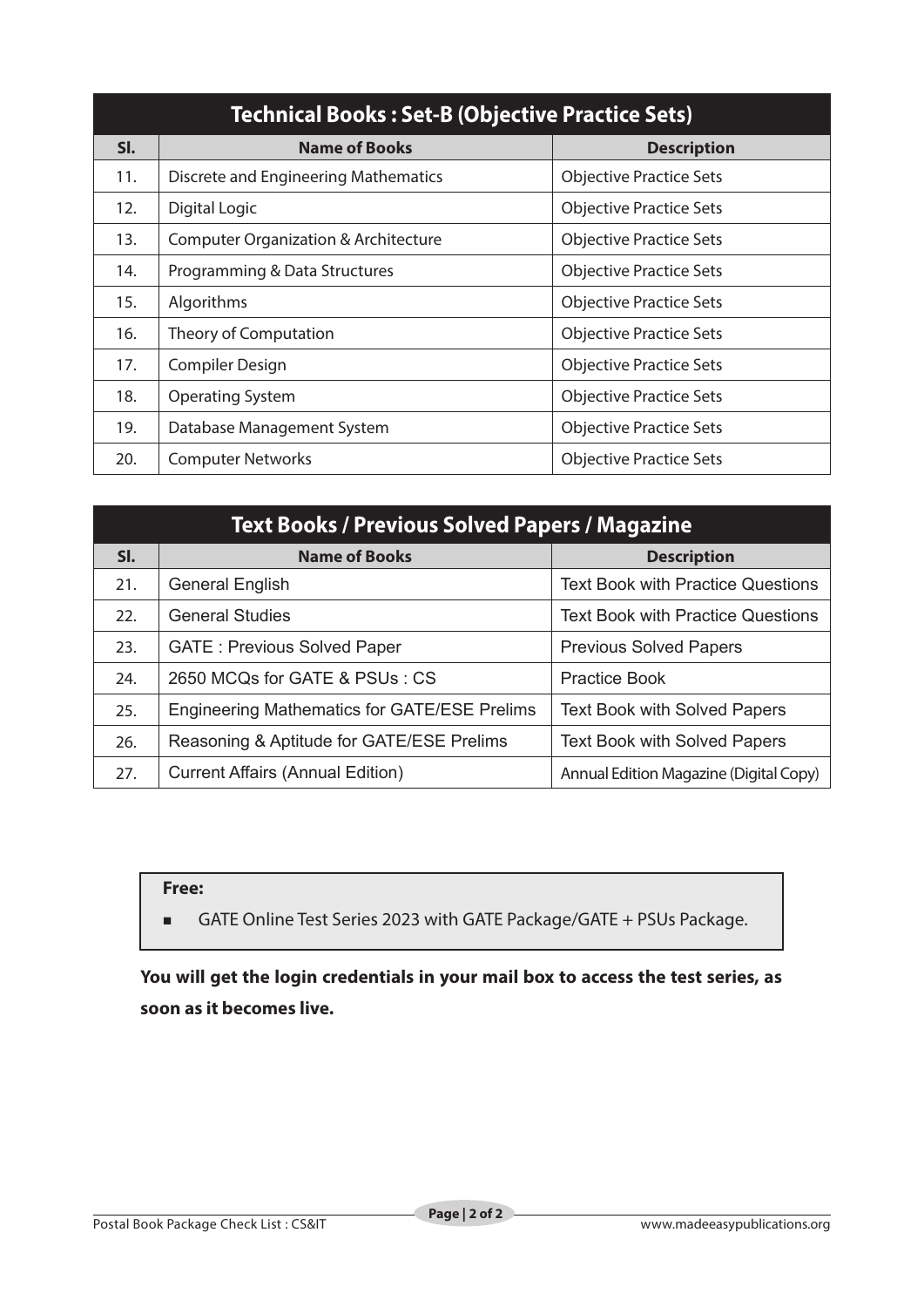## Technical Books : Set-B (Objective Practice Sets)

| Sl. | Name of Books | Description |
|---|---|---|
| 11. | Discrete and Engineering Mathematics | Objective Practice Sets |
| 12. | Digital Logic | Objective Practice Sets |
| 13. | Computer Organization & Architecture | Objective Practice Sets |
| 14. | Programming & Data Structures | Objective Practice Sets |
| 15. | Algorithms | Objective Practice Sets |
| 16. | Theory of Computation | Objective Practice Sets |
| 17. | Compiler Design | Objective Practice Sets |
| 18. | Operating System | Objective Practice Sets |
| 19. | Database Management System | Objective Practice Sets |
| 20. | Computer Networks | Objective Practice Sets |

## Text Books / Previous Solved Papers / Magazine

| Sl. | Name of Books | Description |
|---|---|---|
| 21. | General English | Text Book with Practice Questions |
| 22. | General Studies | Text Book with Practice Questions |
| 23. | GATE : Previous Solved Paper | Previous Solved Papers |
| 24. | 2650 MCQs for GATE & PSUs : CS | Practice Book |
| 25. | Engineering Mathematics for GATE/ESE Prelims | Text Book with Solved Papers |
| 26. | Reasoning & Aptitude for GATE/ESE Prelims | Text Book with Solved Papers |
| 27. | Current Affairs (Annual Edition) | Annual Edition Magazine (Digital Copy) |

**Free:**

- GATE Online Test Series 2023 with GATE Package/GATE + PSUs Package.

**You will get the login credentials in your mail box to access the test series, as soon as it becomes live.**